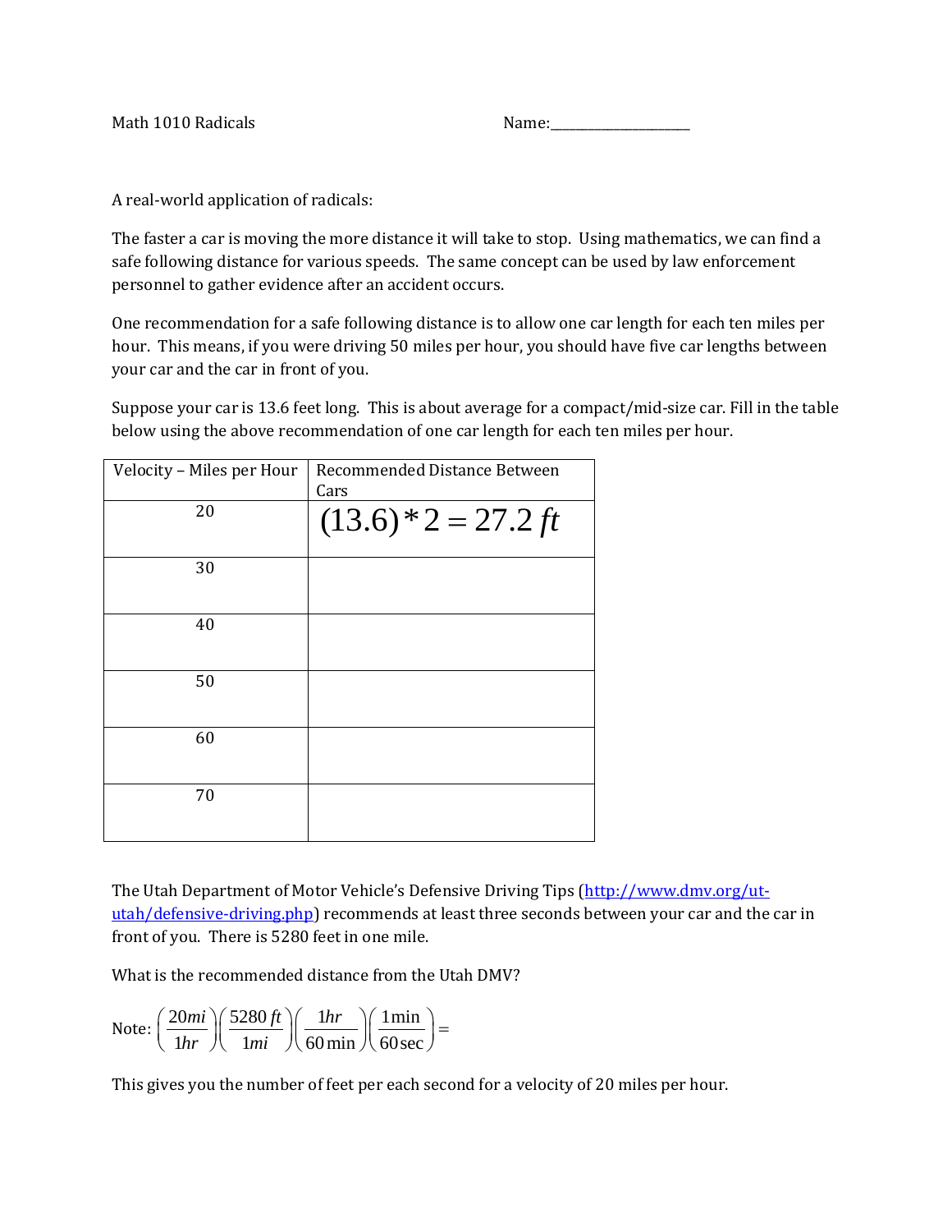Math 1010 Radicals Name:____________________

A real-world application of radicals:

The faster a car is moving the more distance it will take to stop. Using mathematics, we can find a safe following distance for various speeds. The same concept can be used by law enforcement personnel to gather evidence after an accident occurs.

One recommendation for a safe following distance is to allow one car length for each ten miles per hour. This means, if you were driving 50 miles per hour, you should have five car lengths between your car and the car in front of you.

Suppose your car is 13.6 feet long. This is about average for a compact/mid-size car. Fill in the table below using the above recommendation of one car length for each ten miles per hour.

| Velocity – Miles per Hour | Recommended Distance Between Cars |
|---|---|
| 20 | $(13.6)*2 = 27.2\ ft$ |
| 30 | |
| 40 | |
| 50 | |
| 60 | |
| 70 | |

The Utah Department of Motor Vehicle's Defensive Driving Tips ([http://www.dmv.org/ut-utah/defensive-driving.php](http://www.dmv.org/ut-utah/defensive-driving.php)) recommends at least three seconds between your car and the car in front of you. There is 5280 feet in one mile.

What is the recommended distance from the Utah DMV?

Note: $\left(\frac{20mi}{1hr}\right)\left(\frac{5280\,ft}{1mi}\right)\left(\frac{1hr}{60\min}\right)\left(\frac{1\min}{60\sec}\right) =$

This gives you the number of feet per each second for a velocity of 20 miles per hour.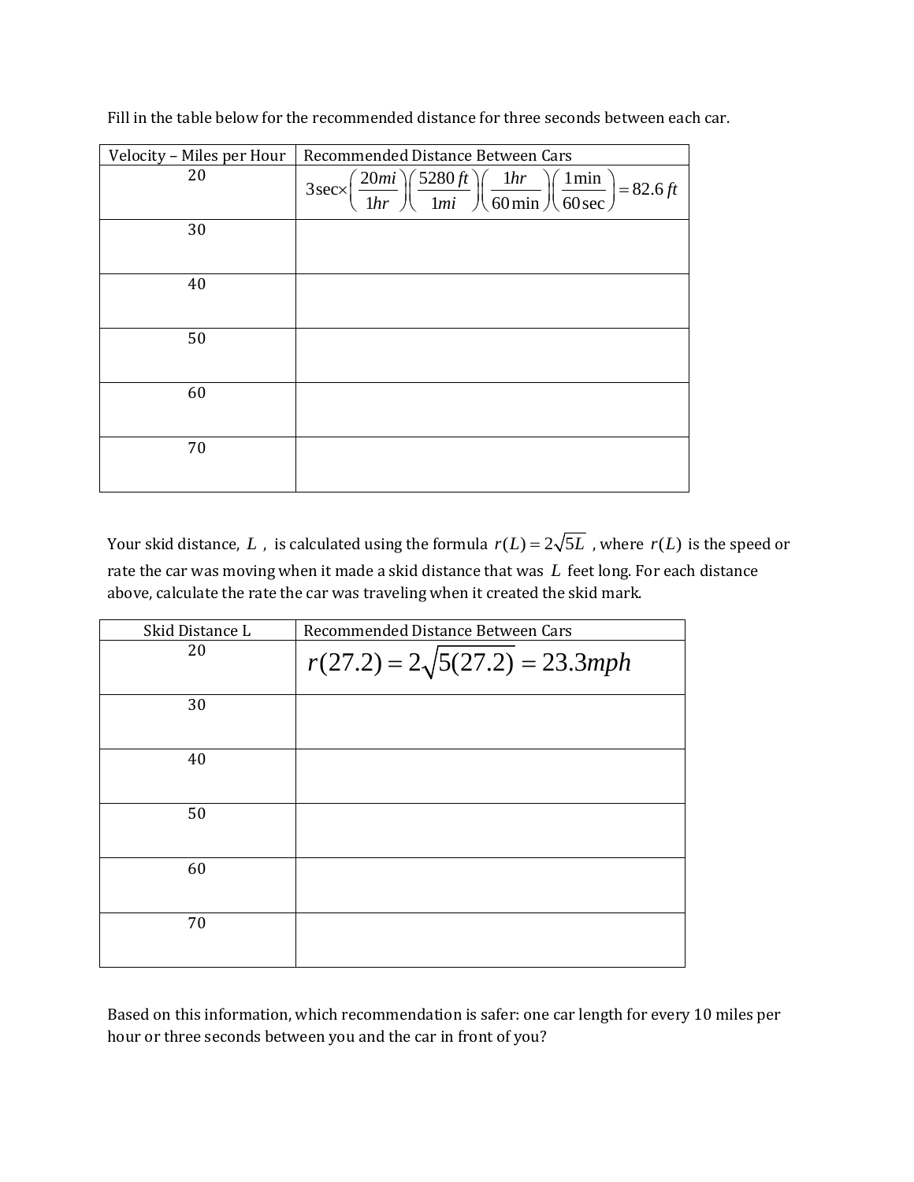Fill in the table below for the recommended distance for three seconds between each car.

| Velocity – Miles per Hour | Recommended Distance Between Cars |
|---|---|
| 20 | $3\sec\times\left(\frac{20mi}{1hr}\right)\left(\frac{5280\,ft}{1mi}\right)\left(\frac{1hr}{60\min}\right)\left(\frac{1\min}{60\sec}\right)=82.6\,ft$ |
| 30 | |
| 40 | |
| 50 | |
| 60 | |
| 70 | |

Your skid distance, $L$, is calculated using the formula $r(L)=2\sqrt{5L}$, where $r(L)$ is the speed or rate the car was moving when it made a skid distance that was $L$ feet long. For each distance above, calculate the rate the car was traveling when it created the skid mark.

| Skid Distance L | Recommended Distance Between Cars |
|---|---|
| 20 | $r(27.2)=2\sqrt{5(27.2)}=23.3mph$ |
| 30 | |
| 40 | |
| 50 | |
| 60 | |
| 70 | |

Based on this information, which recommendation is safer: one car length for every 10 miles per hour or three seconds between you and the car in front of you?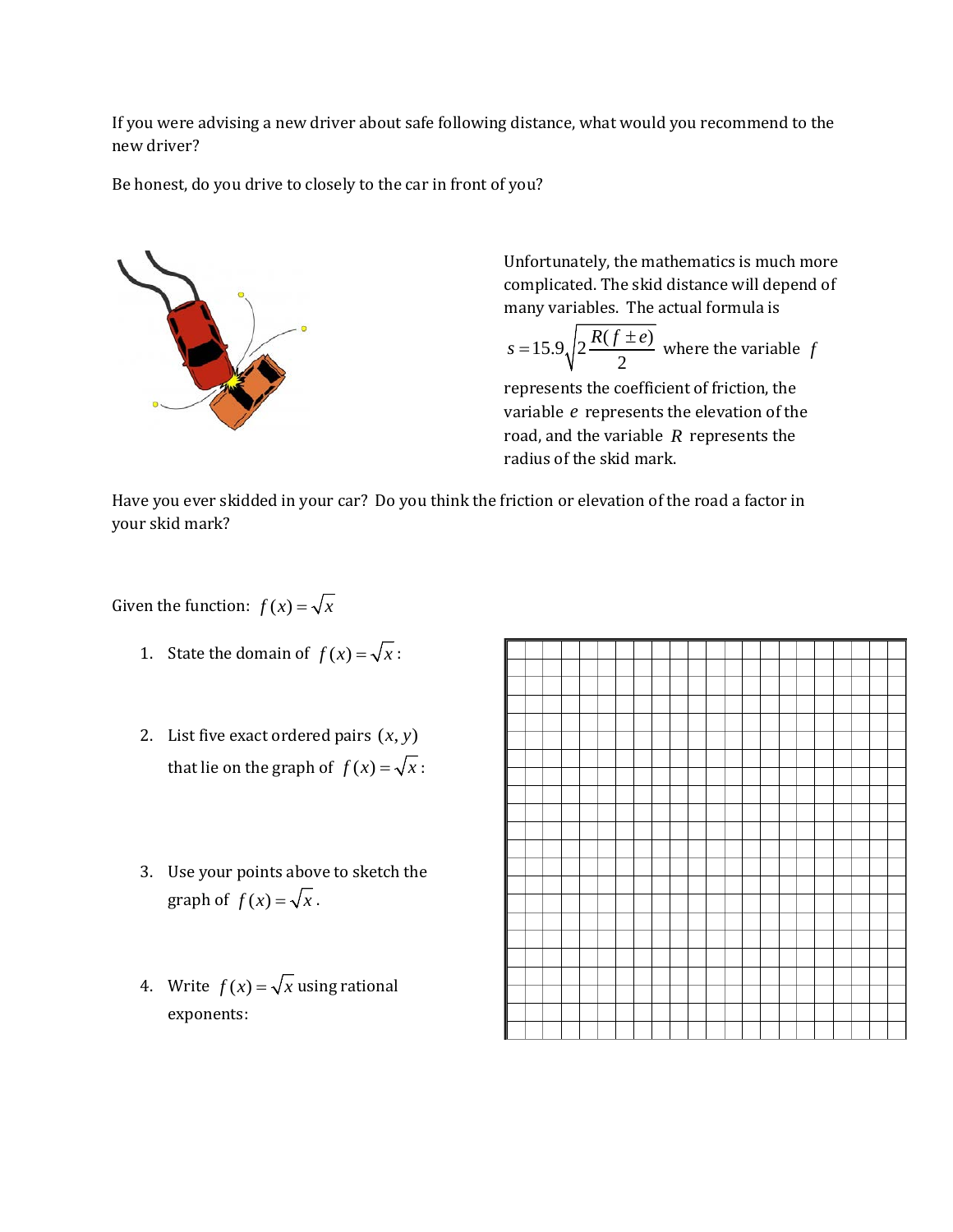If you were advising a new driver about safe following distance, what would you recommend to the new driver?

Be honest, do you drive to closely to the car in front of you?

Unfortunately, the mathematics is much more complicated. The skid distance will depend of many variables. The actual formula is $s = 15.9\sqrt{2\dfrac{R(f \pm e)}{2}}$ where the variable $f$ represents the coefficient of friction, the variable $e$ represents the elevation of the road, and the variable $R$ represents the radius of the skid mark.

Have you ever skidded in your car? Do you think the friction or elevation of the road a factor in your skid mark?

Given the function: $f(x) = \sqrt{x}$

1. State the domain of $f(x) = \sqrt{x}$:

2. List five exact ordered pairs $(x, y)$ that lie on the graph of $f(x) = \sqrt{x}$:

3. Use your points above to sketch the graph of $f(x) = \sqrt{x}$.

4. Write $f(x) = \sqrt{x}$ using rational exponents: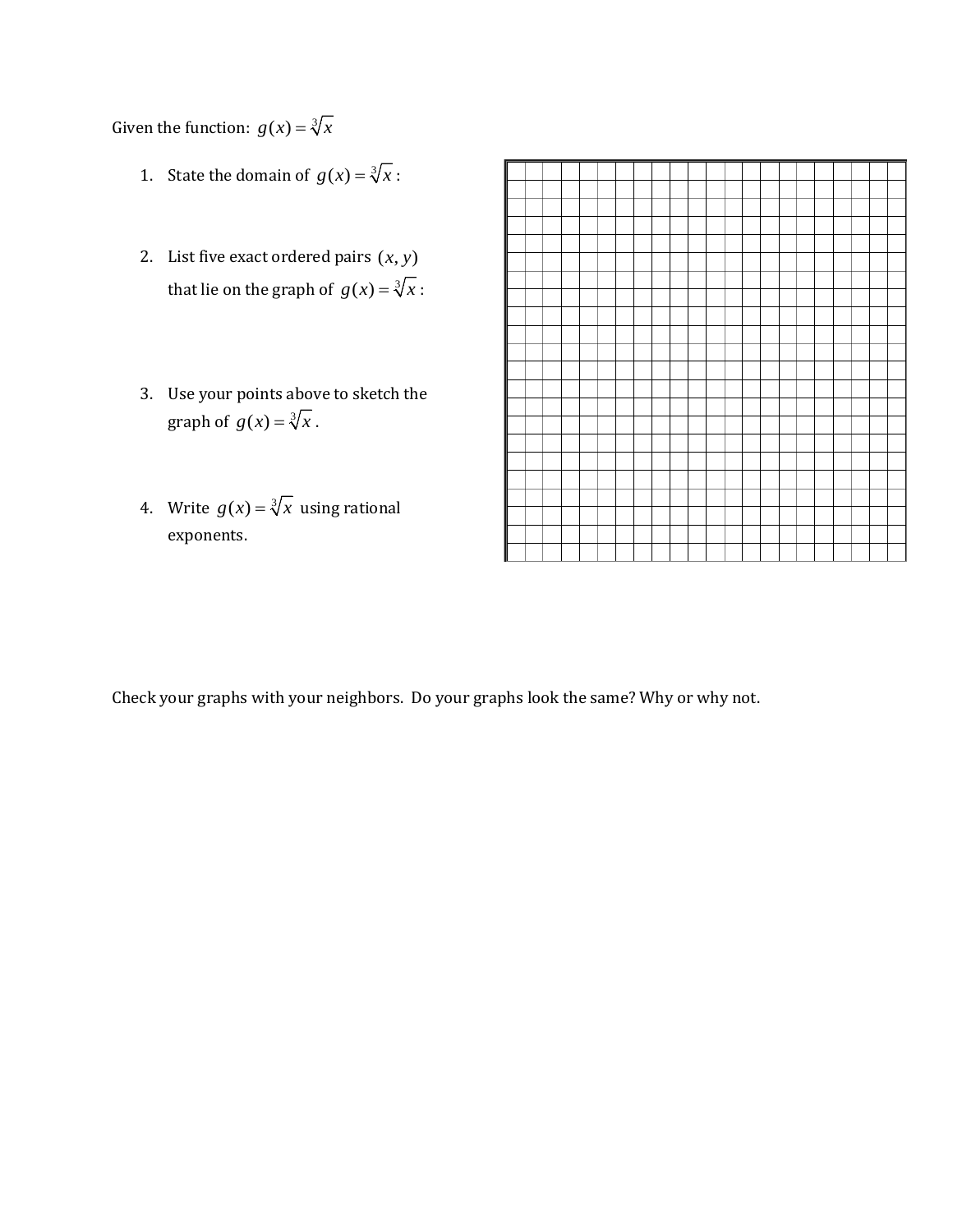Given the function: $g(x) = \sqrt[3]{x}$

1. State the domain of $g(x) = \sqrt[3]{x}$ :

2. List five exact ordered pairs $(x, y)$ that lie on the graph of $g(x) = \sqrt[3]{x}$ :

3. Use your points above to sketch the graph of $g(x) = \sqrt[3]{x}$ .

4. Write $g(x) = \sqrt[3]{x}$ using rational exponents.

Check your graphs with your neighbors. Do your graphs look the same? Why or why not.